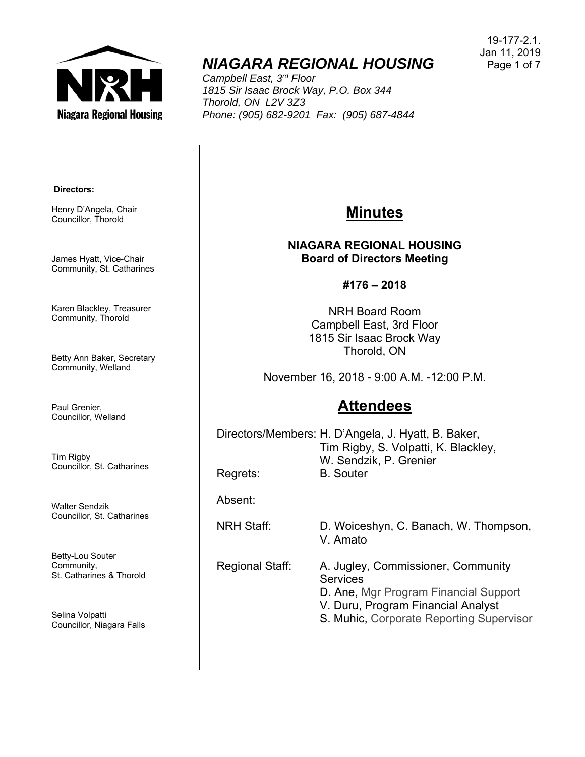19-177-2.1.
Jan 11, 2019

# *NIAGARA REGIONAL HOUSING*

*Campbell East, 3rd Floor*
*1815 Sir Isaac Brock Way, P.O. Box 344*
*Thorold, ON L2V 3Z3*
*Phone: (905) 682-9201 Fax: (905) 687-4844*

**Directors:**

Henry D'Angela, Chair
Councillor, Thorold

James Hyatt, Vice-Chair
Community, St. Catharines

Karen Blackley, Treasurer
Community, Thorold

Betty Ann Baker, Secretary
Community, Welland

Paul Grenier,
Councillor, Welland

Tim Rigby
Councillor, St. Catharines

Walter Sendzik
Councillor, St. Catharines

Betty-Lou Souter
Community,
St. Catharines & Thorold

Selina Volpatti
Councillor, Niagara Falls

## Minutes

**NIAGARA REGIONAL HOUSING**
**Board of Directors Meeting**

**#176 – 2018**

NRH Board Room
Campbell East, 3rd Floor
1815 Sir Isaac Brock Way
Thorold, ON

November 16, 2018 - 9:00 A.M. -12:00 P.M.

## Attendees

| | |
|---|---|
| Directors/Members: | H. D'Angela, J. Hyatt, B. Baker, Tim Rigby, S. Volpatti, K. Blackley, W. Sendzik, P. Grenier |
| Regrets: | B. Souter |
| Absent: | |
| NRH Staff: | D. Woiceshyn, C. Banach, W. Thompson, V. Amato |
| Regional Staff: | A. Jugley, Commissioner, Community Services<br>D. Ane, Mgr Program Financial Support<br>V. Duru, Program Financial Analyst<br>S. Muhic, Corporate Reporting Supervisor |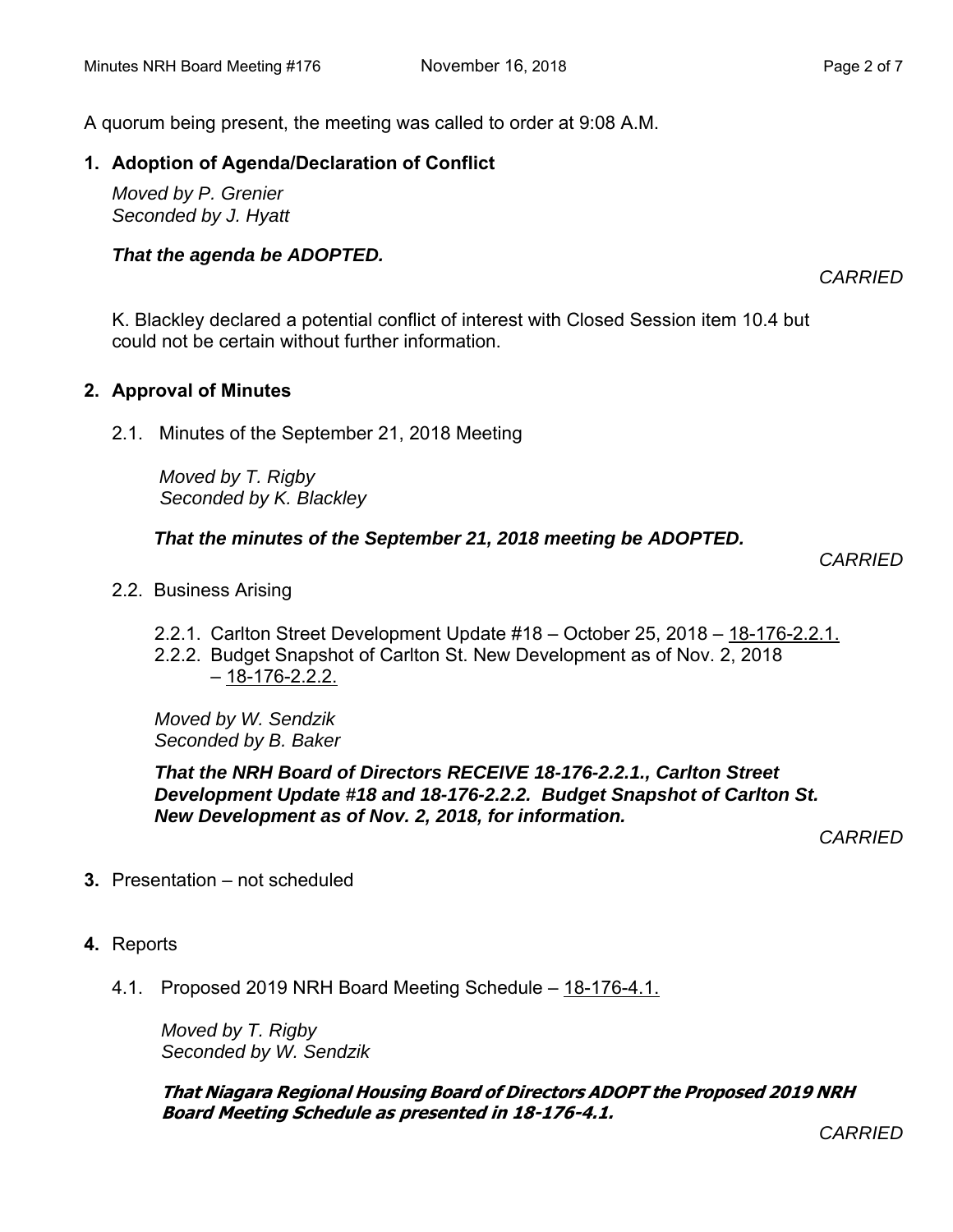A quorum being present, the meeting was called to order at 9:08 A.M.

**1. Adoption of Agenda/Declaration of Conflict**

*Moved by P. Grenier*
*Seconded by J. Hyatt*

***That the agenda be ADOPTED.***

*CARRIED*

K. Blackley declared a potential conflict of interest with Closed Session item 10.4 but could not be certain without further information.

**2. Approval of Minutes**

2.1. Minutes of the September 21, 2018 Meeting

*Moved by T. Rigby*
*Seconded by K. Blackley*

***That the minutes of the September 21, 2018 meeting be ADOPTED.***

*CARRIED*

2.2. Business Arising

2.2.1. Carlton Street Development Update #18 – October 25, 2018 – 18-176-2.2.1.
2.2.2. Budget Snapshot of Carlton St. New Development as of Nov. 2, 2018 – 18-176-2.2.2.

*Moved by W. Sendzik*
*Seconded by B. Baker*

***That the NRH Board of Directors RECEIVE 18-176-2.2.1., Carlton Street Development Update #18 and 18-176-2.2.2. Budget Snapshot of Carlton St. New Development as of Nov. 2, 2018, for information.***

*CARRIED*

**3.** Presentation – not scheduled

**4.** Reports

4.1. Proposed 2019 NRH Board Meeting Schedule – 18-176-4.1.

*Moved by T. Rigby*
*Seconded by W. Sendzik*

***That Niagara Regional Housing Board of Directors ADOPT the Proposed 2019 NRH Board Meeting Schedule as presented in 18-176-4.1.***

*CARRIED*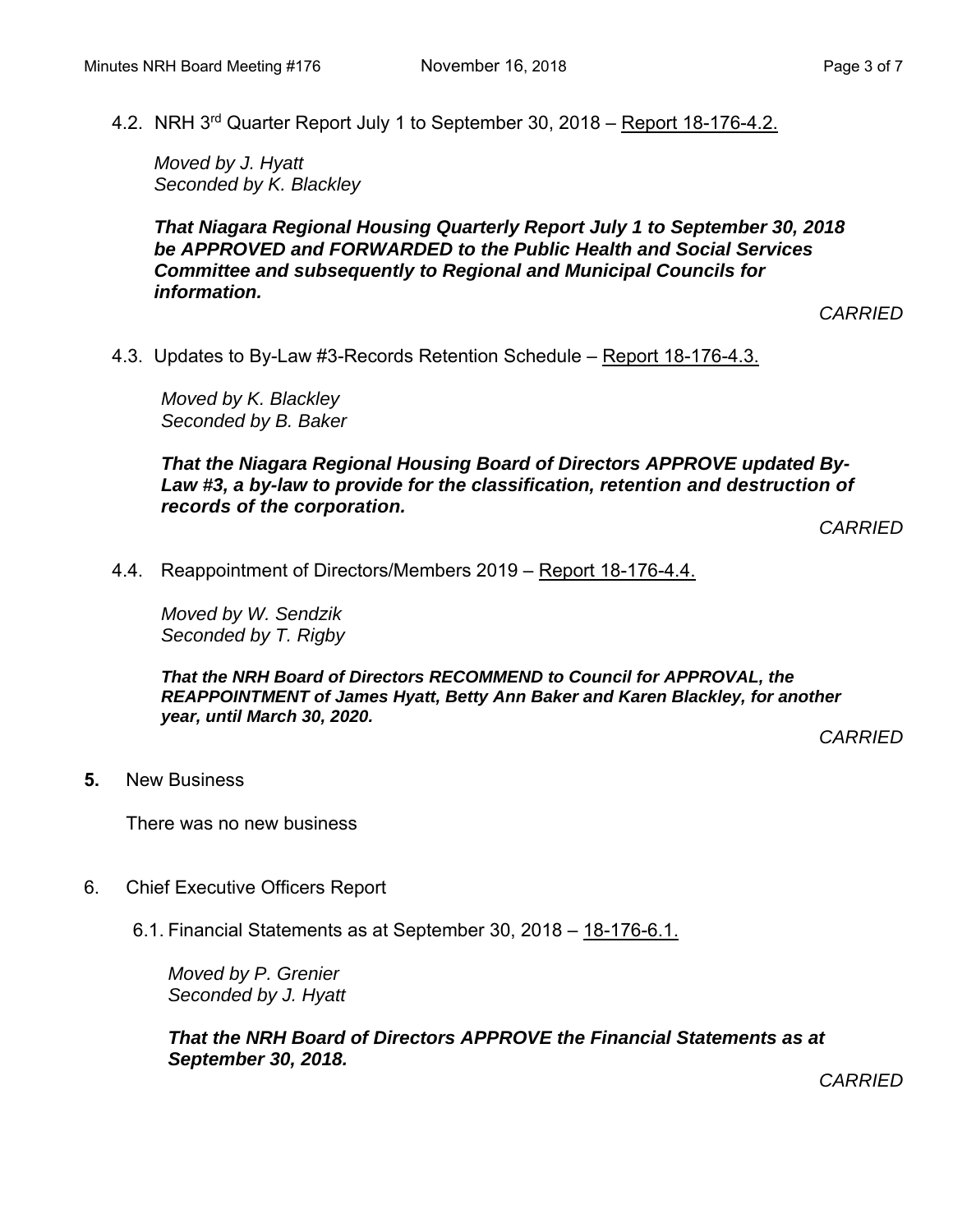4.2. NRH 3rd Quarter Report July 1 to September 30, 2018 – Report 18-176-4.2.

*Moved by J. Hyatt*
*Seconded by K. Blackley*

***That Niagara Regional Housing Quarterly Report July 1 to September 30, 2018 be APPROVED and FORWARDED to the Public Health and Social Services Committee and subsequently to Regional and Municipal Councils for information.***

*CARRIED*

4.3. Updates to By-Law #3-Records Retention Schedule – Report 18-176-4.3.

*Moved by K. Blackley*
*Seconded by B. Baker*

***That the Niagara Regional Housing Board of Directors APPROVE updated By-Law #3, a by-law to provide for the classification, retention and destruction of records of the corporation.***

*CARRIED*

4.4. Reappointment of Directors/Members 2019 – Report 18-176-4.4.

*Moved by W. Sendzik*
*Seconded by T. Rigby*

***That the NRH Board of Directors RECOMMEND to Council for APPROVAL, the REAPPOINTMENT of James Hyatt, Betty Ann Baker and Karen Blackley, for another year, until March 30, 2020.***

*CARRIED*

**5.** New Business

There was no new business

6. Chief Executive Officers Report

6.1. Financial Statements as at September 30, 2018 – 18-176-6.1.

*Moved by P. Grenier*
*Seconded by J. Hyatt*

***That the NRH Board of Directors APPROVE the Financial Statements as at September 30, 2018.***

*CARRIED*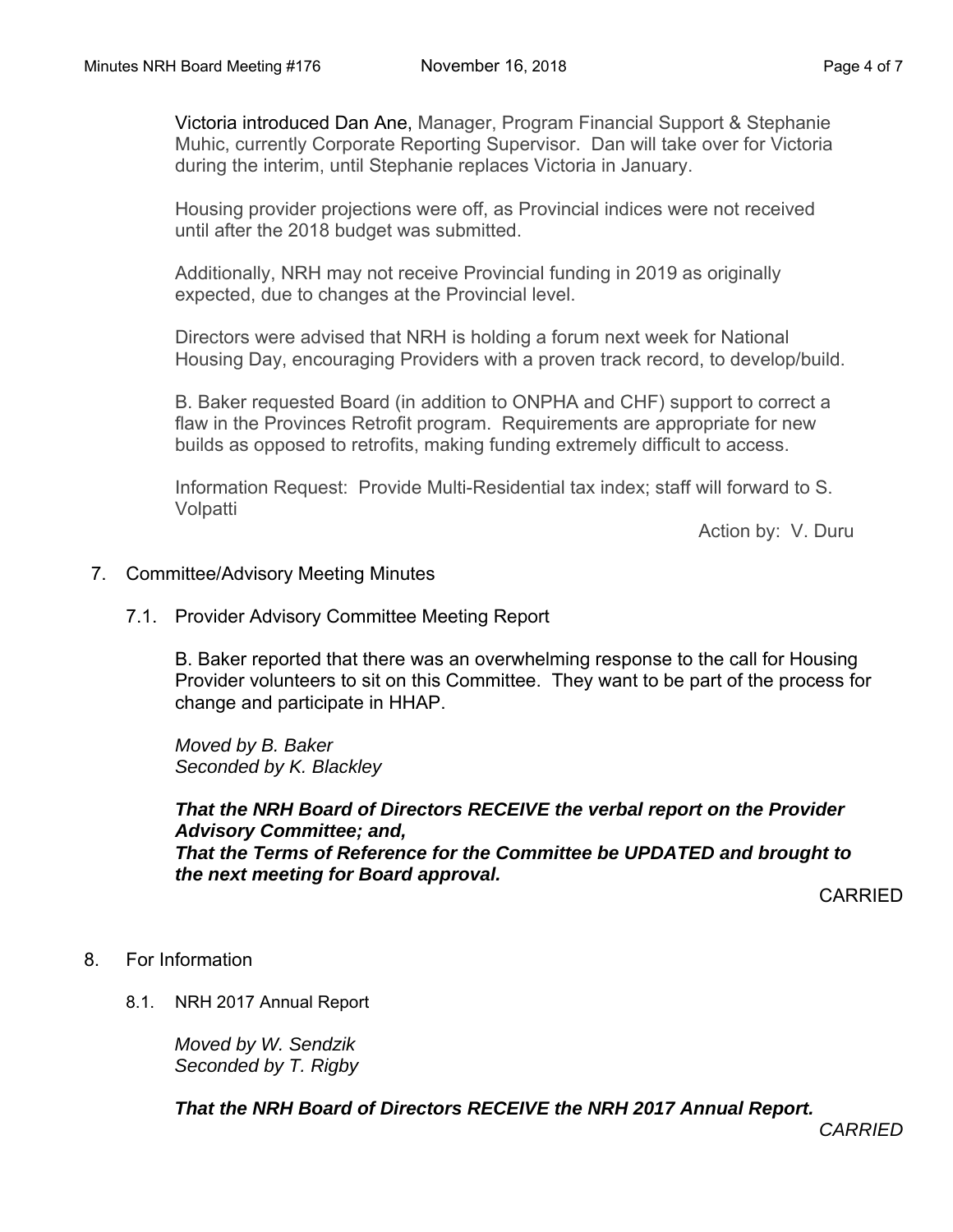Victoria introduced Dan Ane, Manager, Program Financial Support & Stephanie Muhic, currently Corporate Reporting Supervisor. Dan will take over for Victoria during the interim, until Stephanie replaces Victoria in January.

Housing provider projections were off, as Provincial indices were not received until after the 2018 budget was submitted.

Additionally, NRH may not receive Provincial funding in 2019 as originally expected, due to changes at the Provincial level.

Directors were advised that NRH is holding a forum next week for National Housing Day, encouraging Providers with a proven track record, to develop/build.

B. Baker requested Board (in addition to ONPHA and CHF) support to correct a flaw in the Provinces Retrofit program. Requirements are appropriate for new builds as opposed to retrofits, making funding extremely difficult to access.

Information Request: Provide Multi-Residential tax index; staff will forward to S. Volpatti

Action by: V. Duru

7. Committee/Advisory Meeting Minutes

7.1. Provider Advisory Committee Meeting Report

B. Baker reported that there was an overwhelming response to the call for Housing Provider volunteers to sit on this Committee. They want to be part of the process for change and participate in HHAP.

*Moved by B. Baker*
*Seconded by K. Blackley*

***That the NRH Board of Directors RECEIVE the verbal report on the Provider Advisory Committee; and,***
***That the Terms of Reference for the Committee be UPDATED and brought to the next meeting for Board approval.***

CARRIED

8. For Information

8.1. NRH 2017 Annual Report

*Moved by W. Sendzik*
*Seconded by T. Rigby*

***That the NRH Board of Directors RECEIVE the NRH 2017 Annual Report.***

*CARRIED*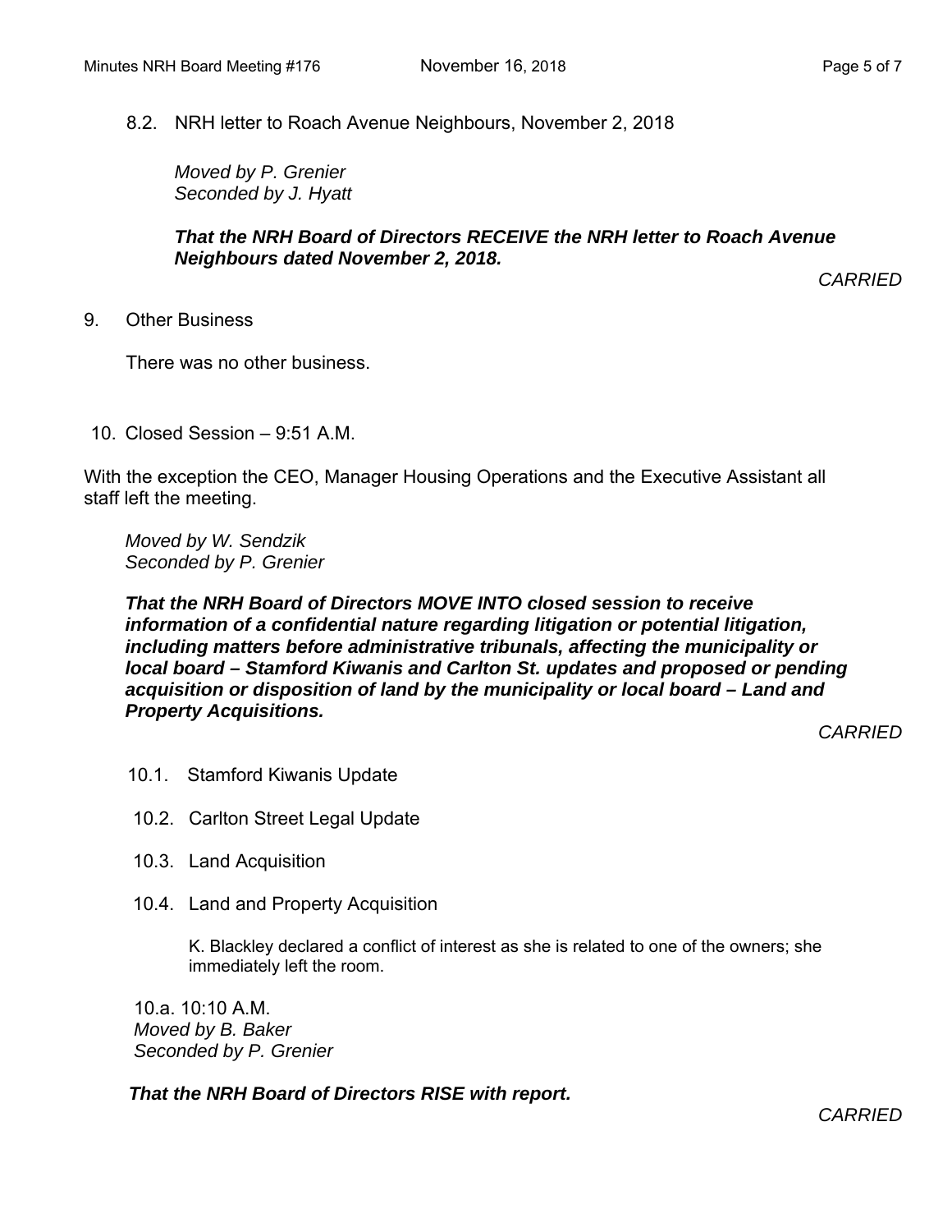8.2. NRH letter to Roach Avenue Neighbours, November 2, 2018

*Moved by P. Grenier*
*Seconded by J. Hyatt*

***That the NRH Board of Directors RECEIVE the NRH letter to Roach Avenue Neighbours dated November 2, 2018.***

*CARRIED*

9. Other Business

There was no other business.

10. Closed Session – 9:51 A.M.

With the exception the CEO, Manager Housing Operations and the Executive Assistant all staff left the meeting.

*Moved by W. Sendzik*
*Seconded by P. Grenier*

***That the NRH Board of Directors MOVE INTO closed session to receive information of a confidential nature regarding litigation or potential litigation, including matters before administrative tribunals, affecting the municipality or local board – Stamford Kiwanis and Carlton St. updates and proposed or pending acquisition or disposition of land by the municipality or local board – Land and Property Acquisitions.***

*CARRIED*

10.1. Stamford Kiwanis Update

10.2. Carlton Street Legal Update

10.3. Land Acquisition

10.4. Land and Property Acquisition

K. Blackley declared a conflict of interest as she is related to one of the owners; she immediately left the room.

10.a. 10:10 A.M.
*Moved by B. Baker*
*Seconded by P. Grenier*

***That the NRH Board of Directors RISE with report.***

*CARRIED*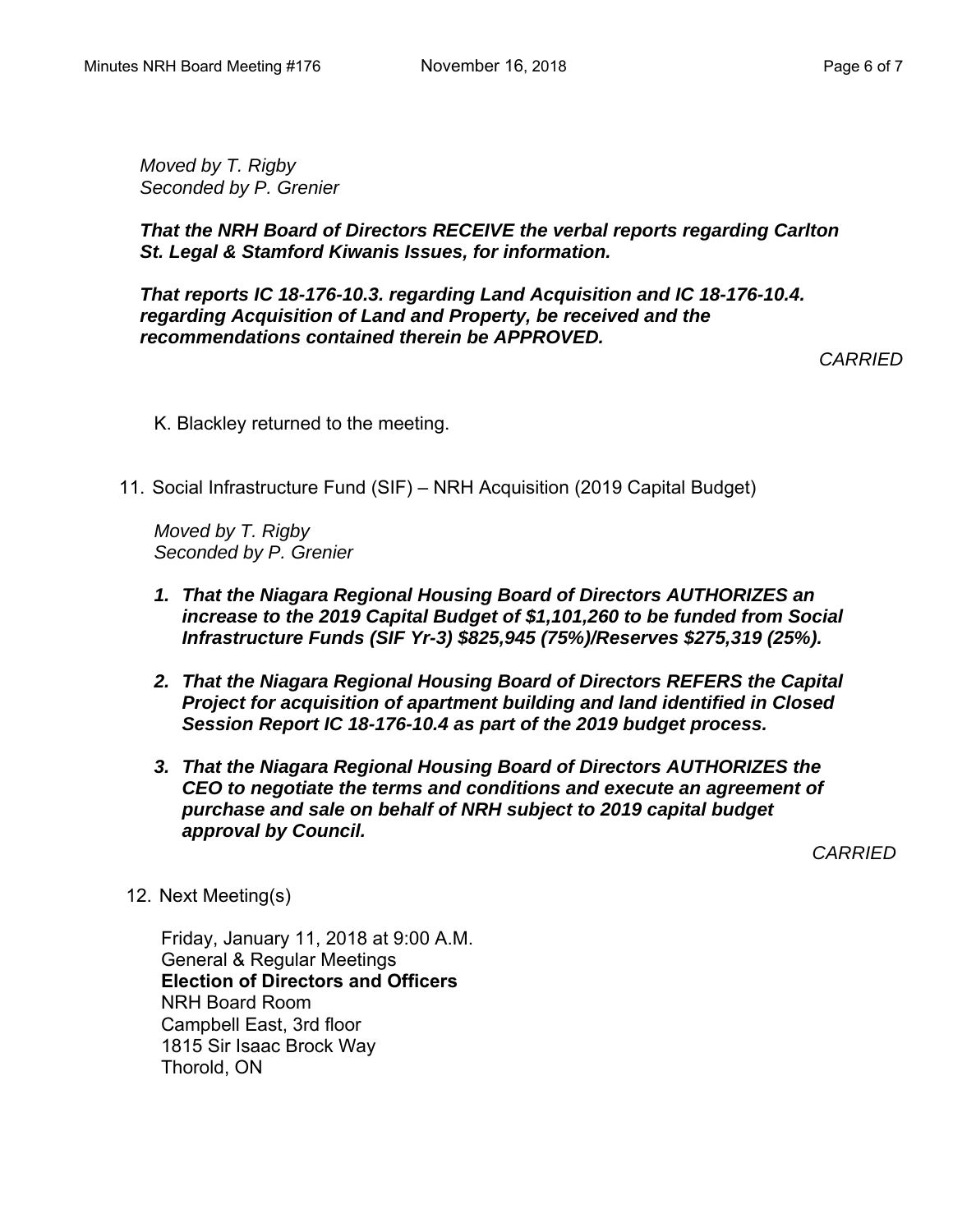*Moved by T. Rigby*
*Seconded by P. Grenier*

***That the NRH Board of Directors RECEIVE the verbal reports regarding Carlton St. Legal & Stamford Kiwanis Issues, for information.***

***That reports IC 18-176-10.3. regarding Land Acquisition and IC 18-176-10.4. regarding Acquisition of Land and Property, be received and the recommendations contained therein be APPROVED.***

*CARRIED*

K. Blackley returned to the meeting.

11. Social Infrastructure Fund (SIF) – NRH Acquisition (2019 Capital Budget)

*Moved by T. Rigby*
*Seconded by P. Grenier*

1. ***That the Niagara Regional Housing Board of Directors AUTHORIZES an increase to the 2019 Capital Budget of $1,101,260 to be funded from Social Infrastructure Funds (SIF Yr-3) $825,945 (75%)/Reserves $275,319 (25%).***

2. ***That the Niagara Regional Housing Board of Directors REFERS the Capital Project for acquisition of apartment building and land identified in Closed Session Report IC 18-176-10.4 as part of the 2019 budget process.***

3. ***That the Niagara Regional Housing Board of Directors AUTHORIZES the CEO to negotiate the terms and conditions and execute an agreement of purchase and sale on behalf of NRH subject to 2019 capital budget approval by Council.***

*CARRIED*

12. Next Meeting(s)

Friday, January 11, 2018 at 9:00 A.M.
General & Regular Meetings
**Election of Directors and Officers**
NRH Board Room
Campbell East, 3rd floor
1815 Sir Isaac Brock Way
Thorold, ON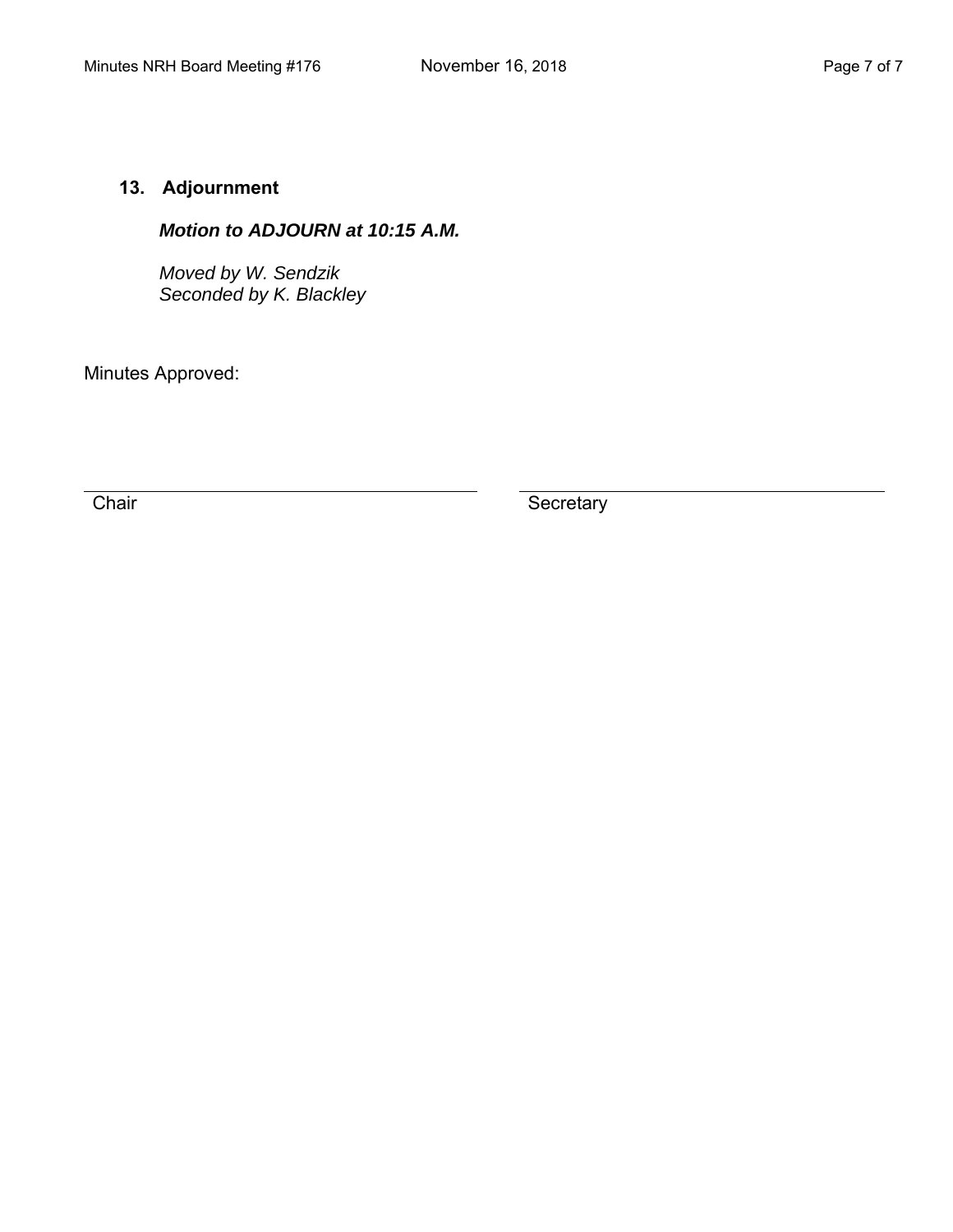### 13. Adjournment

***Motion to ADJOURN at 10:15 A.M.***

*Moved by W. Sendzik*
*Seconded by K. Blackley*

Minutes Approved:

| | |
|---|---|
| Chair | Secretary |